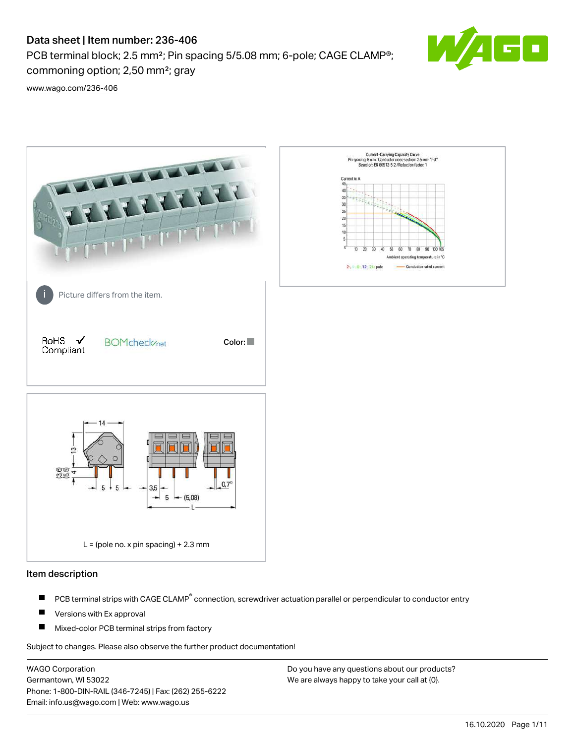# Data sheet | Item number: 236-406

PCB terminal block; 2.5 mm²; Pin spacing 5/5.08 mm; 6-pole; CAGE CLAMP®; commoning option; 2,50 mm²; gray

www.wago.com/236-406

Picture differs from the item.

RoHS ✓ Compliant

BOMcheck.net

Color:

L = (pole no. x pin spacing) + 2.3 mm

## Item description

- PCB terminal strips with CAGE CLAMP® connection, screwdriver actuation parallel or perpendicular to conductor entry
- Versions with Ex approval
- Mixed-color PCB terminal strips from factory

Subject to changes. Please also observe the further product documentation!

WAGO Corporation
Germantown, WI 53022
Phone: 1-800-DIN-RAIL (346-7245) | Fax: (262) 255-6222
Email: info.us@wago.com | Web: www.wago.us

Do you have any questions about our products?
We are always happy to take your call at {0}.

16.10.2020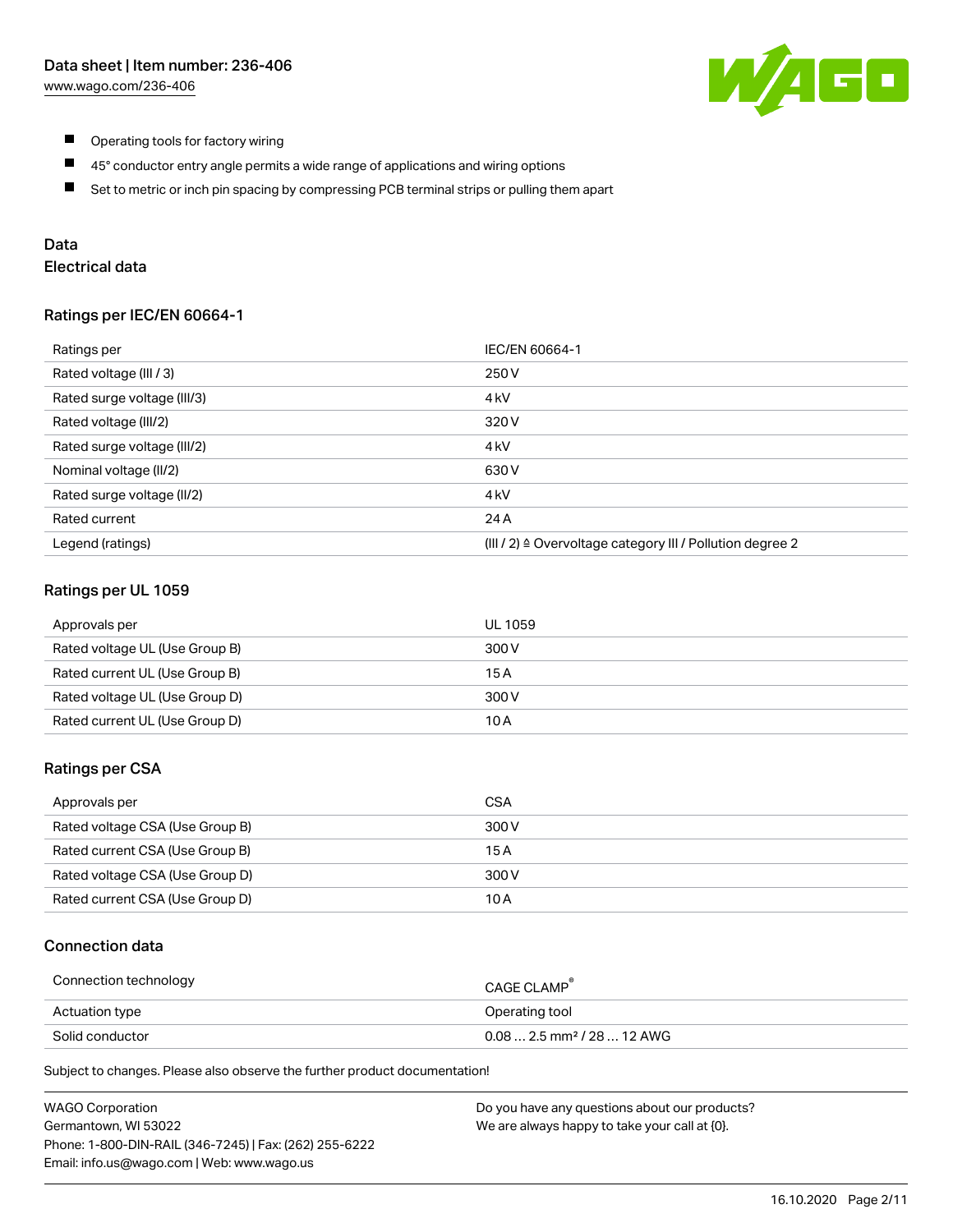- Operating tools for factory wiring
- 45° conductor entry angle permits a wide range of applications and wiring options
- Set to metric or inch pin spacing by compressing PCB terminal strips or pulling them apart

## Data

### Electrical data

#### Ratings per IEC/EN 60664-1

| Ratings per | IEC/EN 60664-1 |
| --- | --- |
| Rated voltage (III / 3) | 250 V |
| Rated surge voltage (III/3) | 4 kV |
| Rated voltage (III/2) | 320 V |
| Rated surge voltage (III/2) | 4 kV |
| Nominal voltage (II/2) | 630 V |
| Rated surge voltage (II/2) | 4 kV |
| Rated current | 24 A |
| Legend (ratings) | (III / 2) ≙ Overvoltage category III / Pollution degree 2 |

#### Ratings per UL 1059

| Approvals per | UL 1059 |
| --- | --- |
| Rated voltage UL (Use Group B) | 300 V |
| Rated current UL (Use Group B) | 15 A |
| Rated voltage UL (Use Group D) | 300 V |
| Rated current UL (Use Group D) | 10 A |

#### Ratings per CSA

| Approvals per | CSA |
| --- | --- |
| Rated voltage CSA (Use Group B) | 300 V |
| Rated current CSA (Use Group B) | 15 A |
| Rated voltage CSA (Use Group D) | 300 V |
| Rated current CSA (Use Group D) | 10 A |

### Connection data

| Connection technology | CAGE CLAMP® |
| --- | --- |
| Actuation type | Operating tool |
| Solid conductor | 0.08 … 2.5 mm² / 28 … 12 AWG |

Subject to changes. Please also observe the further product documentation!

WAGO Corporation
Germantown, WI 53022
Phone: 1-800-DIN-RAIL (346-7245) | Fax: (262) 255-6222
Email: info.us@wago.com | Web: www.wago.us

Do you have any questions about our products?
We are always happy to take your call at {0}.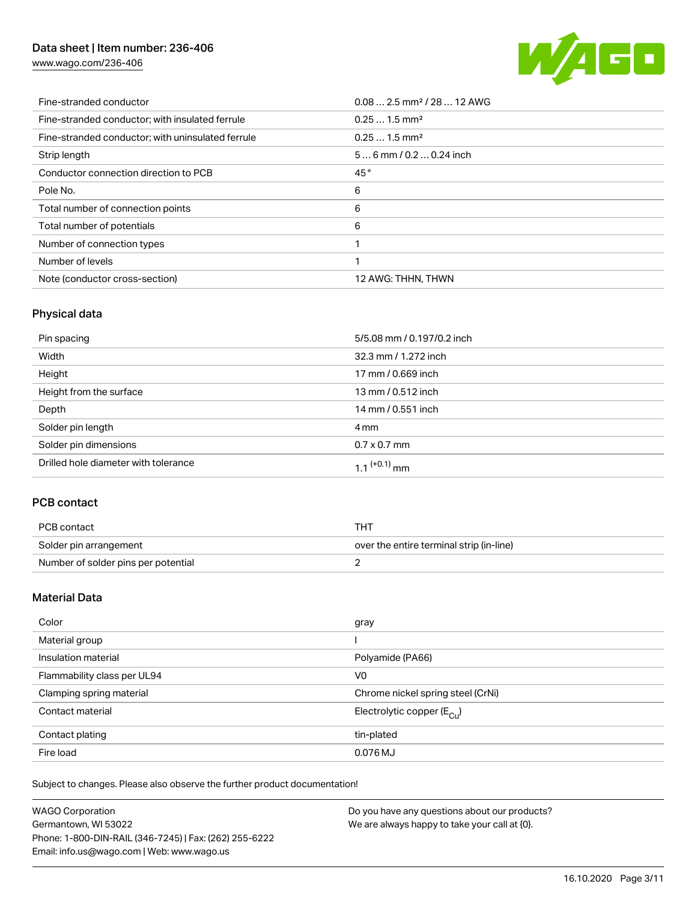| | |
|---|---|
| Fine-stranded conductor | 0.08 … 2.5 mm² / 28 … 12 AWG |
| Fine-stranded conductor; with insulated ferrule | 0.25 … 1.5 mm² |
| Fine-stranded conductor; with uninsulated ferrule | 0.25 … 1.5 mm² |
| Strip length | 5 … 6 mm / 0.2 … 0.24 inch |
| Conductor connection direction to PCB | 45 ° |
| Pole No. | 6 |
| Total number of connection points | 6 |
| Total number of potentials | 6 |
| Number of connection types | 1 |
| Number of levels | 1 |
| Note (conductor cross-section) | 12 AWG: THHN, THWN |

## Physical data

| | |
|---|---|
| Pin spacing | 5/5.08 mm / 0.197/0.2 inch |
| Width | 32.3 mm / 1.272 inch |
| Height | 17 mm / 0.669 inch |
| Height from the surface | 13 mm / 0.512 inch |
| Depth | 14 mm / 0.551 inch |
| Solder pin length | 4 mm |
| Solder pin dimensions | 0.7 x 0.7 mm |
| Drilled hole diameter with tolerance | $1.1^{(+0.1)}$ mm |

## PCB contact

| | |
|---|---|
| PCB contact | THT |
| Solder pin arrangement | over the entire terminal strip (in-line) |
| Number of solder pins per potential | 2 |

## Material Data

| | |
|---|---|
| Color | gray |
| Material group | I |
| Insulation material | Polyamide (PA66) |
| Flammability class per UL94 | V0 |
| Clamping spring material | Chrome nickel spring steel (CrNi) |
| Contact material | Electrolytic copper ($E_{Cu}$) |
| Contact plating | tin-plated |
| Fire load | 0.076 MJ |

Subject to changes. Please also observe the further product documentation!

WAGO Corporation
Germantown, WI 53022
Phone: 1-800-DIN-RAIL (346-7245) | Fax: (262) 255-6222
Email: info.us@wago.com | Web: www.wago.us

Do you have any questions about our products?
We are always happy to take your call at {0}.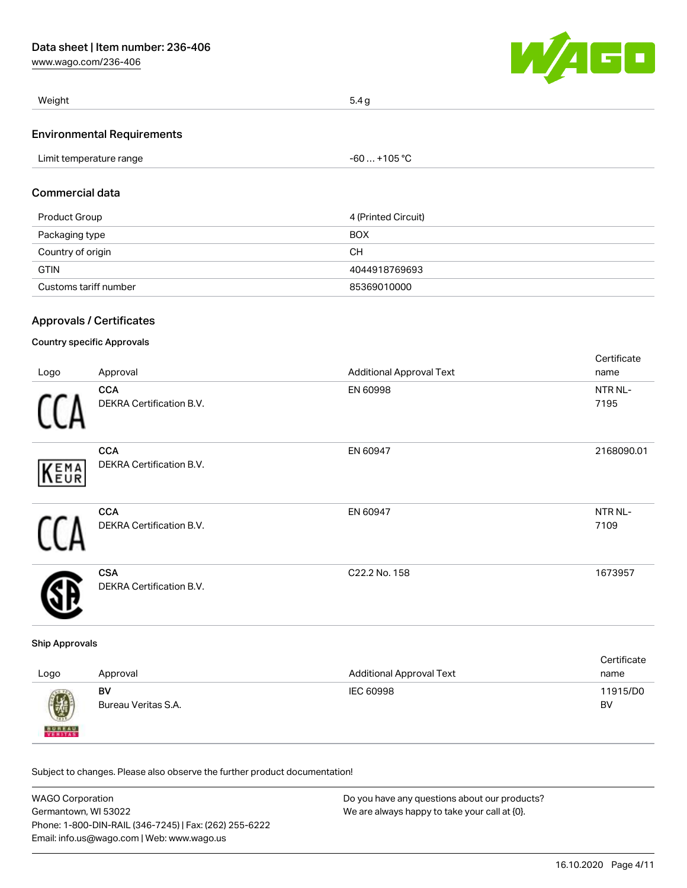| Weight | 5.4 g |
| --- | --- |

## Environmental Requirements

| Limit temperature range | -60 … +105 °C |
| --- | --- |

## Commercial data

| Product Group | 4 (Printed Circuit) |
| --- | --- |
| Packaging type | BOX |
| Country of origin | CH |
| GTIN | 4044918769693 |
| Customs tariff number | 85369010000 |

## Approvals / Certificates

### Country specific Approvals

| Logo | Approval | Additional Approval Text | Certificate name |
| --- | --- | --- | --- |
| | **CCA** DEKRA Certification B.V. | EN 60998 | NTR NL-7195 |
| | **CCA** DEKRA Certification B.V. | EN 60947 | 2168090.01 |
| | **CCA** DEKRA Certification B.V. | EN 60947 | NTR NL-7109 |
| | **CSA** DEKRA Certification B.V. | C22.2 No. 158 | 1673957 |

### Ship Approvals

| Logo | Approval | Additional Approval Text | Certificate name |
| --- | --- | --- | --- |
| | **BV** Bureau Veritas S.A. | IEC 60998 | 11915/D0 BV |

Subject to changes. Please also observe the further product documentation!

WAGO Corporation
Germantown, WI 53022
Phone: 1-800-DIN-RAIL (346-7245) | Fax: (262) 255-6222
Email: info.us@wago.com | Web: www.wago.us

Do you have any questions about our products?
We are always happy to take your call at {0}.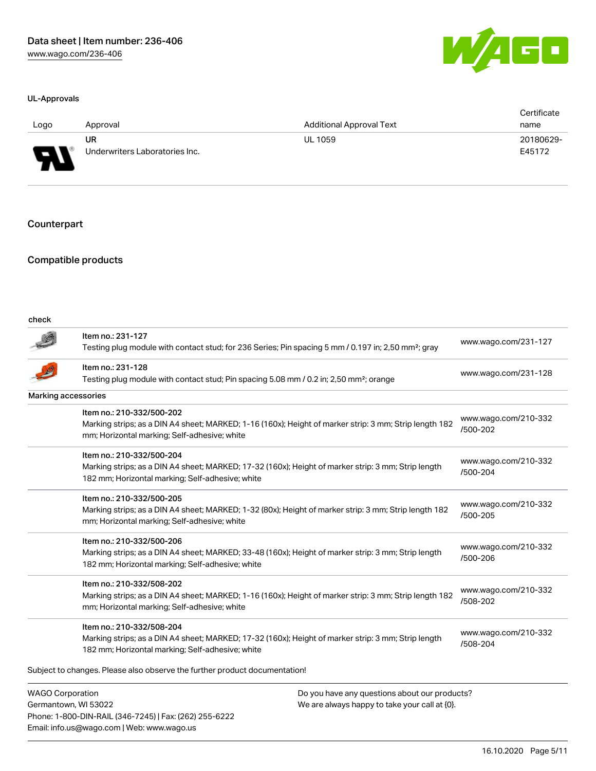### UL-Approvals

| Logo | Approval | Additional Approval Text | Certificate name |
|---|---|---|---|
| | UR<br>Underwriters Laboratories Inc. | UL 1059 | 20180629-E45172 |

## Counterpart

## Compatible products

check

| | | |
|---|---|---|
| | Item no.: 231-127<br>Testing plug module with contact stud; for 236 Series; Pin spacing 5 mm / 0.197 in; 2,50 mm²; gray | www.wago.com/231-127 |
| | Item no.: 231-128<br>Testing plug module with contact stud; Pin spacing 5.08 mm / 0.2 in; 2,50 mm²; orange | www.wago.com/231-128 |

Marking accessories

| | | |
|---|---|---|
| | Item no.: 210-332/500-202<br>Marking strips; as a DIN A4 sheet; MARKED; 1-16 (160x); Height of marker strip: 3 mm; Strip length 182 mm; Horizontal marking; Self-adhesive; white | www.wago.com/210-332/500-202 |
| | Item no.: 210-332/500-204<br>Marking strips; as a DIN A4 sheet; MARKED; 17-32 (160x); Height of marker strip: 3 mm; Strip length 182 mm; Horizontal marking; Self-adhesive; white | www.wago.com/210-332/500-204 |
| | Item no.: 210-332/500-205<br>Marking strips; as a DIN A4 sheet; MARKED; 1-32 (80x); Height of marker strip: 3 mm; Strip length 182 mm; Horizontal marking; Self-adhesive; white | www.wago.com/210-332/500-205 |
| | Item no.: 210-332/500-206<br>Marking strips; as a DIN A4 sheet; MARKED; 33-48 (160x); Height of marker strip: 3 mm; Strip length 182 mm; Horizontal marking; Self-adhesive; white | www.wago.com/210-332/500-206 |
| | Item no.: 210-332/508-202<br>Marking strips; as a DIN A4 sheet; MARKED; 1-16 (160x); Height of marker strip: 3 mm; Strip length 182 mm; Horizontal marking; Self-adhesive; white | www.wago.com/210-332/508-202 |
| | Item no.: 210-332/508-204<br>Marking strips; as a DIN A4 sheet; MARKED; 17-32 (160x); Height of marker strip: 3 mm; Strip length 182 mm; Horizontal marking; Self-adhesive; white | www.wago.com/210-332/508-204 |

Subject to changes. Please also observe the further product documentation!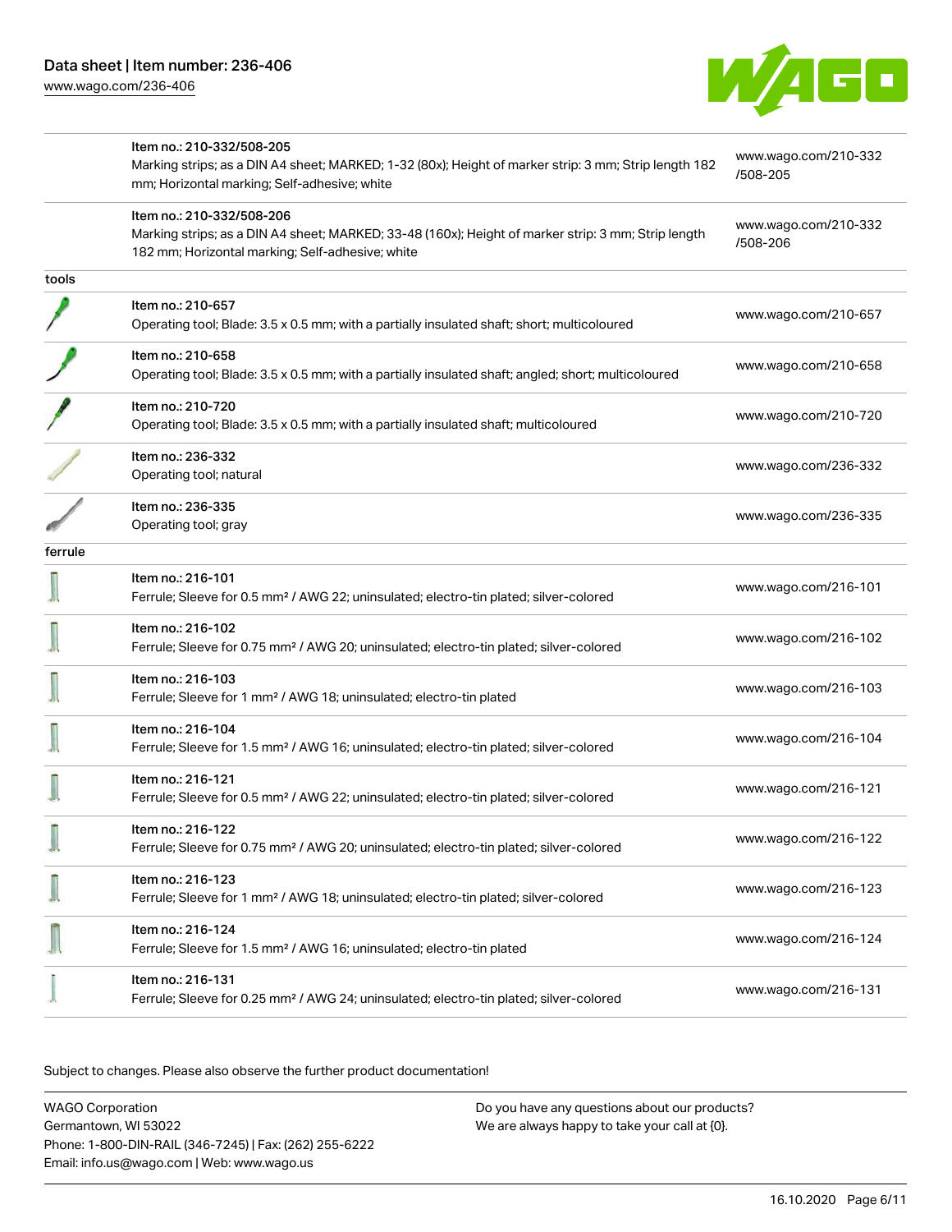| | | |
|---|---|---|
| | Item no.: 210-332/508-205<br>Marking strips; as a DIN A4 sheet; MARKED; 1-32 (80x); Height of marker strip: 3 mm; Strip length 182 mm; Horizontal marking; Self-adhesive; white | www.wago.com/210-332/508-205 |
| | Item no.: 210-332/508-206<br>Marking strips; as a DIN A4 sheet; MARKED; 33-48 (160x); Height of marker strip: 3 mm; Strip length 182 mm; Horizontal marking; Self-adhesive; white | www.wago.com/210-332/508-206 |
| tools | | |
| | Item no.: 210-657<br>Operating tool; Blade: 3.5 x 0.5 mm; with a partially insulated shaft; short; multicoloured | www.wago.com/210-657 |
| | Item no.: 210-658<br>Operating tool; Blade: 3.5 x 0.5 mm; with a partially insulated shaft; angled; short; multicoloured | www.wago.com/210-658 |
| | Item no.: 210-720<br>Operating tool; Blade: 3.5 x 0.5 mm; with a partially insulated shaft; multicoloured | www.wago.com/210-720 |
| | Item no.: 236-332<br>Operating tool; natural | www.wago.com/236-332 |
| | Item no.: 236-335<br>Operating tool; gray | www.wago.com/236-335 |
| ferrule | | |
| | Item no.: 216-101<br>Ferrule; Sleeve for 0.5 mm² / AWG 22; uninsulated; electro-tin plated; silver-colored | www.wago.com/216-101 |
| | Item no.: 216-102<br>Ferrule; Sleeve for 0.75 mm² / AWG 20; uninsulated; electro-tin plated; silver-colored | www.wago.com/216-102 |
| | Item no.: 216-103<br>Ferrule; Sleeve for 1 mm² / AWG 18; uninsulated; electro-tin plated | www.wago.com/216-103 |
| | Item no.: 216-104<br>Ferrule; Sleeve for 1.5 mm² / AWG 16; uninsulated; electro-tin plated; silver-colored | www.wago.com/216-104 |
| | Item no.: 216-121<br>Ferrule; Sleeve for 0.5 mm² / AWG 22; uninsulated; electro-tin plated; silver-colored | www.wago.com/216-121 |
| | Item no.: 216-122<br>Ferrule; Sleeve for 0.75 mm² / AWG 20; uninsulated; electro-tin plated; silver-colored | www.wago.com/216-122 |
| | Item no.: 216-123<br>Ferrule; Sleeve for 1 mm² / AWG 18; uninsulated; electro-tin plated; silver-colored | www.wago.com/216-123 |
| | Item no.: 216-124<br>Ferrule; Sleeve for 1.5 mm² / AWG 16; uninsulated; electro-tin plated | www.wago.com/216-124 |
| | Item no.: 216-131<br>Ferrule; Sleeve for 0.25 mm² / AWG 24; uninsulated; electro-tin plated; silver-colored | www.wago.com/216-131 |

Subject to changes. Please also observe the further product documentation!

WAGO Corporation
Germantown, WI 53022
Phone: 1-800-DIN-RAIL (346-7245) | Fax: (262) 255-6222
Email: info.us@wago.com | Web: www.wago.us

Do you have any questions about our products?
We are always happy to take your call at {0}.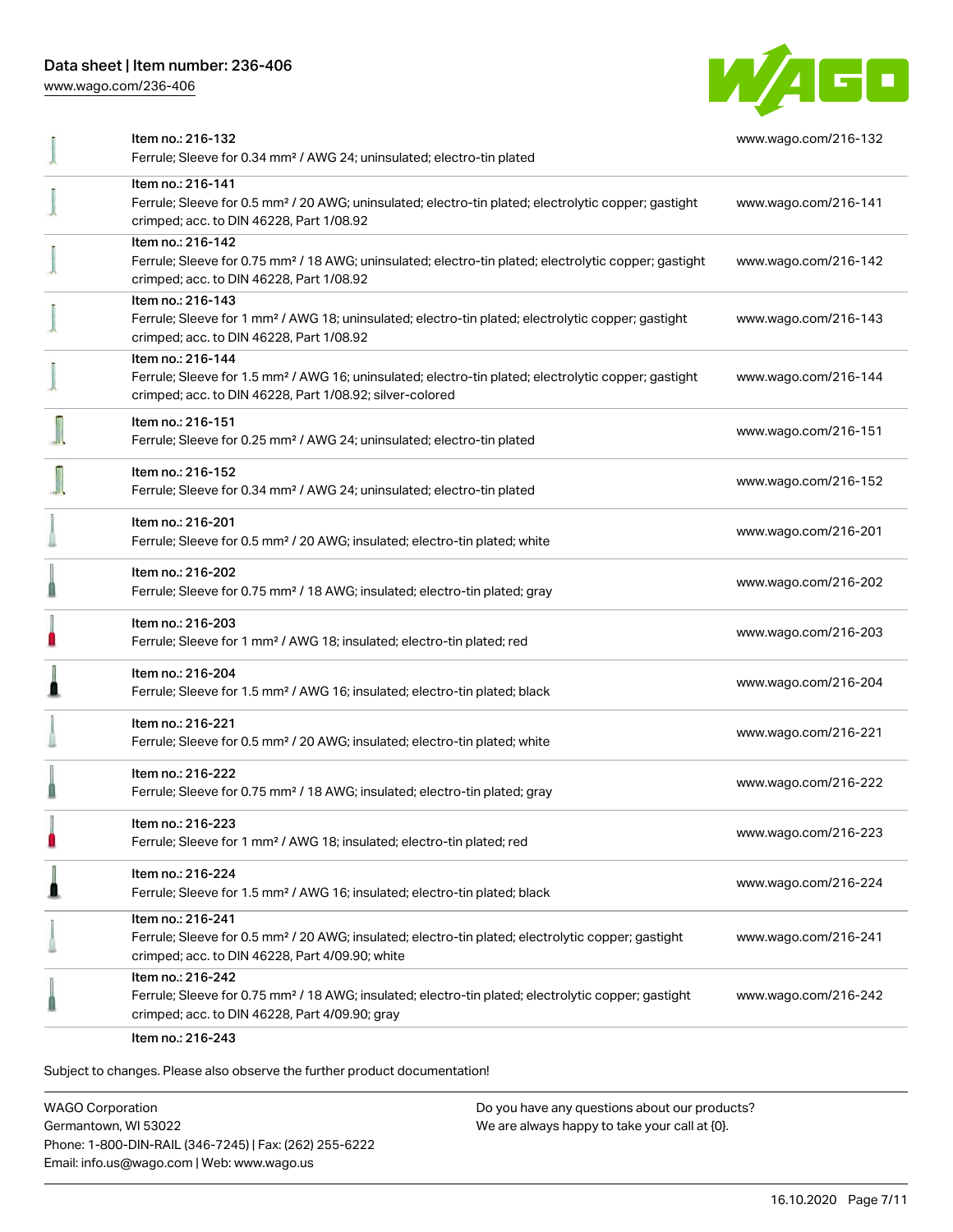| Item | URL |
| --- | --- |
| Item no.: 216-132<br>Ferrule; Sleeve for 0.34 mm² / AWG 24; uninsulated; electro-tin plated | www.wago.com/216-132 |
| Item no.: 216-141<br>Ferrule; Sleeve for 0.5 mm² / 20 AWG; uninsulated; electro-tin plated; electrolytic copper; gastight crimped; acc. to DIN 46228, Part 1/08.92 | www.wago.com/216-141 |
| Item no.: 216-142<br>Ferrule; Sleeve for 0.75 mm² / 18 AWG; uninsulated; electro-tin plated; electrolytic copper; gastight crimped; acc. to DIN 46228, Part 1/08.92 | www.wago.com/216-142 |
| Item no.: 216-143<br>Ferrule; Sleeve for 1 mm² / AWG 18; uninsulated; electro-tin plated; electrolytic copper; gastight crimped; acc. to DIN 46228, Part 1/08.92 | www.wago.com/216-143 |
| Item no.: 216-144<br>Ferrule; Sleeve for 1.5 mm² / AWG 16; uninsulated; electro-tin plated; electrolytic copper; gastight crimped; acc. to DIN 46228, Part 1/08.92; silver-colored | www.wago.com/216-144 |
| Item no.: 216-151<br>Ferrule; Sleeve for 0.25 mm² / AWG 24; uninsulated; electro-tin plated | www.wago.com/216-151 |
| Item no.: 216-152<br>Ferrule; Sleeve for 0.34 mm² / AWG 24; uninsulated; electro-tin plated | www.wago.com/216-152 |
| Item no.: 216-201<br>Ferrule; Sleeve for 0.5 mm² / 20 AWG; insulated; electro-tin plated; white | www.wago.com/216-201 |
| Item no.: 216-202<br>Ferrule; Sleeve for 0.75 mm² / 18 AWG; insulated; electro-tin plated; gray | www.wago.com/216-202 |
| Item no.: 216-203<br>Ferrule; Sleeve for 1 mm² / AWG 18; insulated; electro-tin plated; red | www.wago.com/216-203 |
| Item no.: 216-204<br>Ferrule; Sleeve for 1.5 mm² / AWG 16; insulated; electro-tin plated; black | www.wago.com/216-204 |
| Item no.: 216-221<br>Ferrule; Sleeve for 0.5 mm² / 20 AWG; insulated; electro-tin plated; white | www.wago.com/216-221 |
| Item no.: 216-222<br>Ferrule; Sleeve for 0.75 mm² / 18 AWG; insulated; electro-tin plated; gray | www.wago.com/216-222 |
| Item no.: 216-223<br>Ferrule; Sleeve for 1 mm² / AWG 18; insulated; electro-tin plated; red | www.wago.com/216-223 |
| Item no.: 216-224<br>Ferrule; Sleeve for 1.5 mm² / AWG 16; insulated; electro-tin plated; black | www.wago.com/216-224 |
| Item no.: 216-241<br>Ferrule; Sleeve for 0.5 mm² / 20 AWG; insulated; electro-tin plated; electrolytic copper; gastight crimped; acc. to DIN 46228, Part 4/09.90; white | www.wago.com/216-241 |
| Item no.: 216-242<br>Ferrule; Sleeve for 0.75 mm² / 18 AWG; insulated; electro-tin plated; electrolytic copper; gastight crimped; acc. to DIN 46228, Part 4/09.90; gray | www.wago.com/216-242 |
| Item no.: 216-243 | |

Subject to changes. Please also observe the further product documentation!

WAGO Corporation
Germantown, WI 53022
Phone: 1-800-DIN-RAIL (346-7245) | Fax: (262) 255-6222
Email: info.us@wago.com | Web: www.wago.us

Do you have any questions about our products?
We are always happy to take your call at {0}.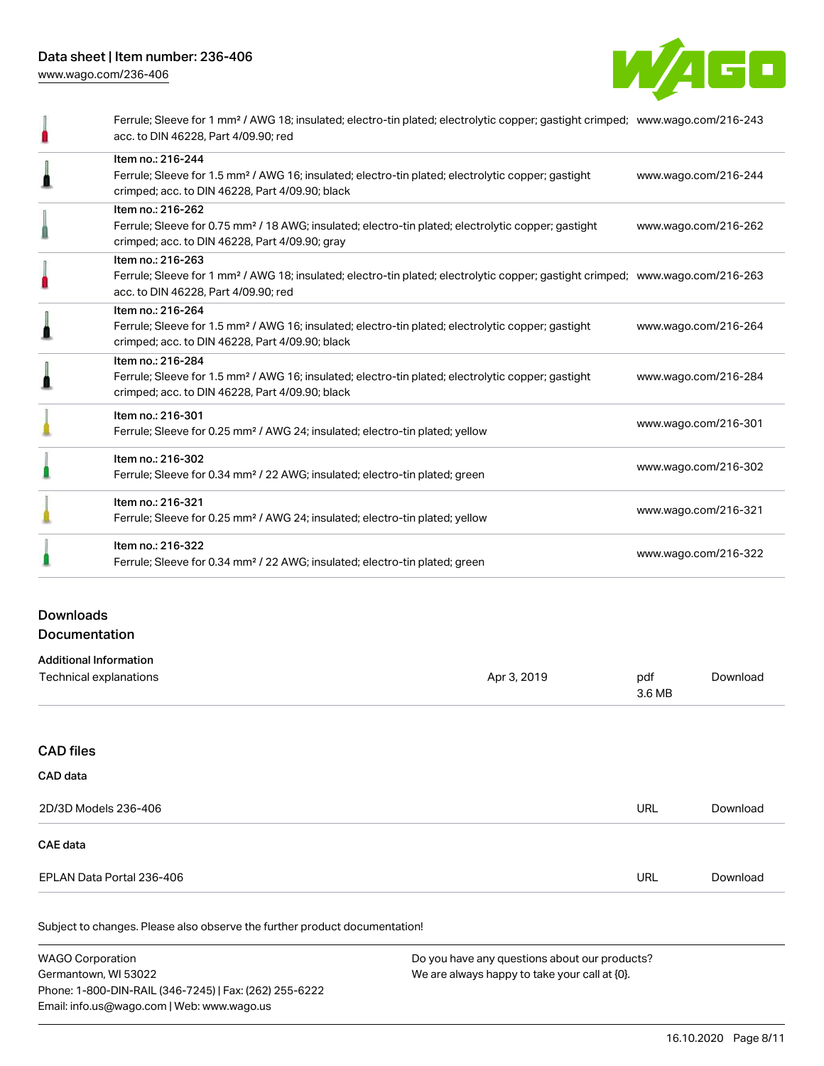| | | |
|---|---|---|
| | Ferrule; Sleeve for 1 mm² / AWG 18; insulated; electro-tin plated; electrolytic copper; gastight crimped; acc. to DIN 46228, Part 4/09.90; red | www.wago.com/216-243 |
| | Item no.: 216-244<br>Ferrule; Sleeve for 1.5 mm² / AWG 16; insulated; electro-tin plated; electrolytic copper; gastight crimped; acc. to DIN 46228, Part 4/09.90; black | www.wago.com/216-244 |
| | Item no.: 216-262<br>Ferrule; Sleeve for 0.75 mm² / 18 AWG; insulated; electro-tin plated; electrolytic copper; gastight crimped; acc. to DIN 46228, Part 4/09.90; gray | www.wago.com/216-262 |
| | Item no.: 216-263<br>Ferrule; Sleeve for 1 mm² / AWG 18; insulated; electro-tin plated; electrolytic copper; gastight crimped; acc. to DIN 46228, Part 4/09.90; red | www.wago.com/216-263 |
| | Item no.: 216-264<br>Ferrule; Sleeve for 1.5 mm² / AWG 16; insulated; electro-tin plated; electrolytic copper; gastight crimped; acc. to DIN 46228, Part 4/09.90; black | www.wago.com/216-264 |
| | Item no.: 216-284<br>Ferrule; Sleeve for 1.5 mm² / AWG 16; insulated; electro-tin plated; electrolytic copper; gastight crimped; acc. to DIN 46228, Part 4/09.90; black | www.wago.com/216-284 |
| | Item no.: 216-301<br>Ferrule; Sleeve for 0.25 mm² / AWG 24; insulated; electro-tin plated; yellow | www.wago.com/216-301 |
| | Item no.: 216-302<br>Ferrule; Sleeve for 0.34 mm² / 22 AWG; insulated; electro-tin plated; green | www.wago.com/216-302 |
| | Item no.: 216-321<br>Ferrule; Sleeve for 0.25 mm² / AWG 24; insulated; electro-tin plated; yellow | www.wago.com/216-321 |
| | Item no.: 216-322<br>Ferrule; Sleeve for 0.34 mm² / 22 AWG; insulated; electro-tin plated; green | www.wago.com/216-322 |

## Downloads

### Documentation

**Additional Information**

| | | | |
|---|---|---|---|
| Technical explanations | Apr 3, 2019 | pdf<br>3.6 MB | Download |

### CAD files

**CAD data**

| | | |
|---|---|---|
| 2D/3D Models 236-406 | URL | Download |

**CAE data**

| | | |
|---|---|---|
| EPLAN Data Portal 236-406 | URL | Download |

Subject to changes. Please also observe the further product documentation!

WAGO Corporation
Germantown, WI 53022
Phone: 1-800-DIN-RAIL (346-7245) | Fax: (262) 255-6222
Email: info.us@wago.com | Web: www.wago.us

Do you have any questions about our products?
We are always happy to take your call at {0}.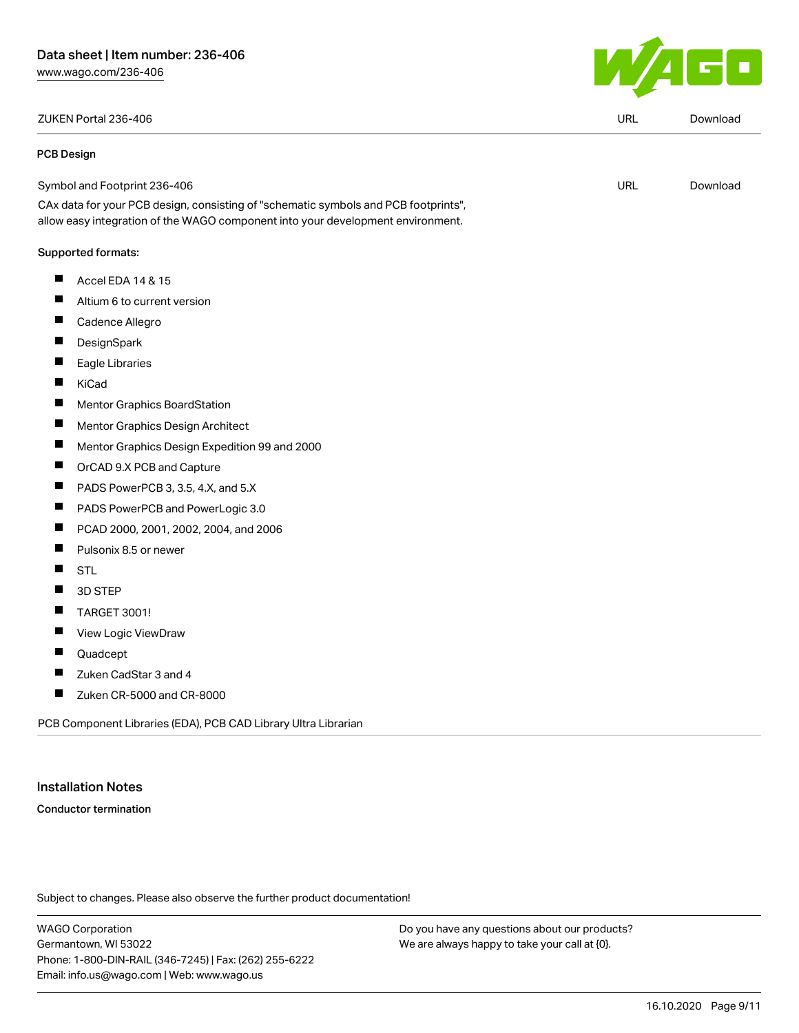| ZUKEN Portal 236-406 | URL | Download |
| --- | --- | --- |

**PCB Design**

| Symbol and Footprint 236-406 | URL | Download |
| --- | --- | --- |

CAx data for your PCB design, consisting of "schematic symbols and PCB footprints", allow easy integration of the WAGO component into your development environment.

**Supported formats:**

- Accel EDA 14 & 15
- Altium 6 to current version
- Cadence Allegro
- DesignSpark
- Eagle Libraries
- KiCad
- Mentor Graphics BoardStation
- Mentor Graphics Design Architect
- Mentor Graphics Design Expedition 99 and 2000
- OrCAD 9.X PCB and Capture
- PADS PowerPCB 3, 3.5, 4.X, and 5.X
- PADS PowerPCB and PowerLogic 3.0
- PCAD 2000, 2001, 2002, 2004, and 2006
- Pulsonix 8.5 or newer
- STL
- 3D STEP
- TARGET 3001!
- View Logic ViewDraw
- Quadcept
- Zuken CadStar 3 and 4
- Zuken CR-5000 and CR-8000

PCB Component Libraries (EDA), PCB CAD Library Ultra Librarian

## Installation Notes

**Conductor termination**

Subject to changes. Please also observe the further product documentation!

WAGO Corporation
Germantown, WI 53022
Phone: 1-800-DIN-RAIL (346-7245) | Fax: (262) 255-6222
Email: info.us@wago.com | Web: www.wago.us

Do you have any questions about our products?
We are always happy to take your call at {0}.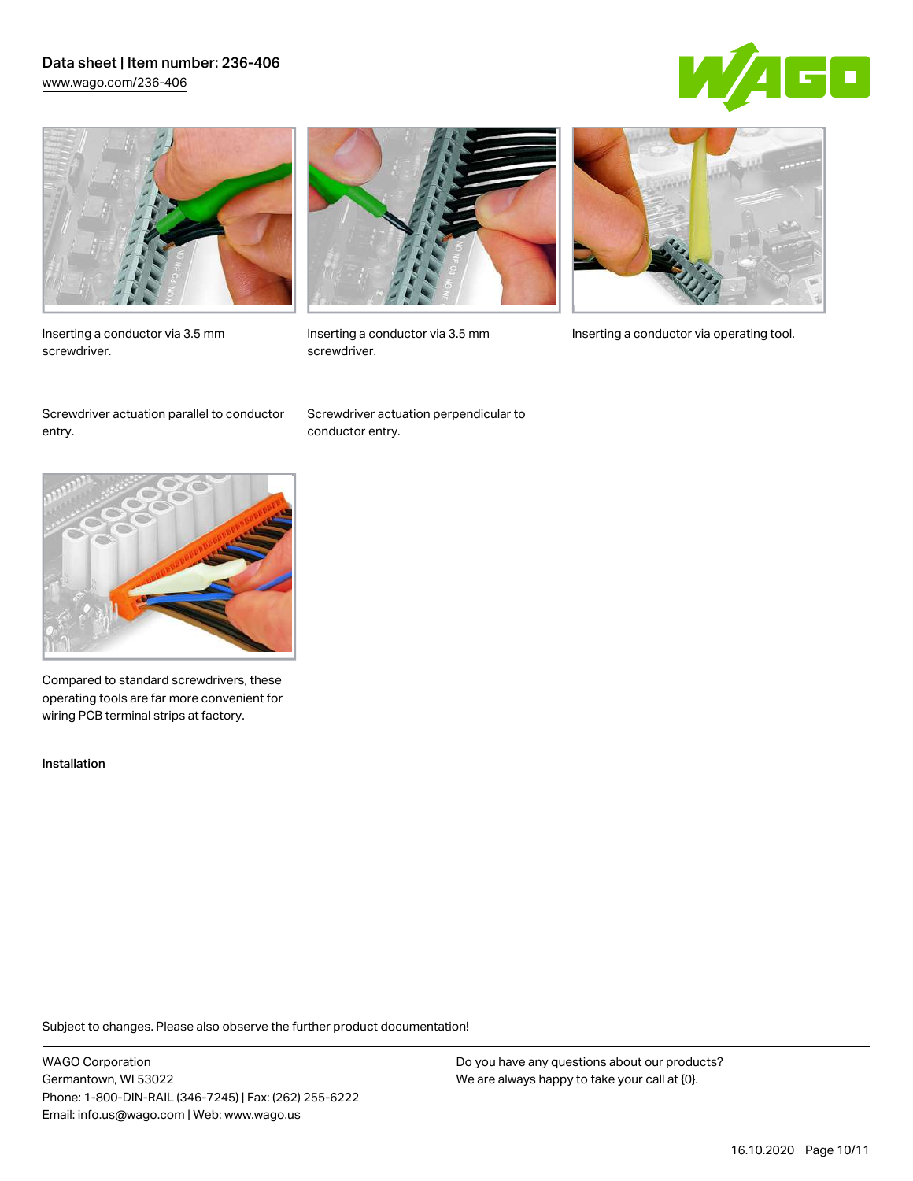Inserting a conductor via 3.5 mm screwdriver.

Screwdriver actuation parallel to conductor entry.

Inserting a conductor via 3.5 mm screwdriver.

Screwdriver actuation perpendicular to conductor entry.

Inserting a conductor via operating tool.

Compared to standard screwdrivers, these operating tools are far more convenient for wiring PCB terminal strips at factory.

Installation

Subject to changes. Please also observe the further product documentation!

WAGO Corporation
Germantown, WI 53022
Phone: 1-800-DIN-RAIL (346-7245) | Fax: (262) 255-6222
Email: info.us@wago.com | Web: www.wago.us

Do you have any questions about our products?
We are always happy to take your call at {0}.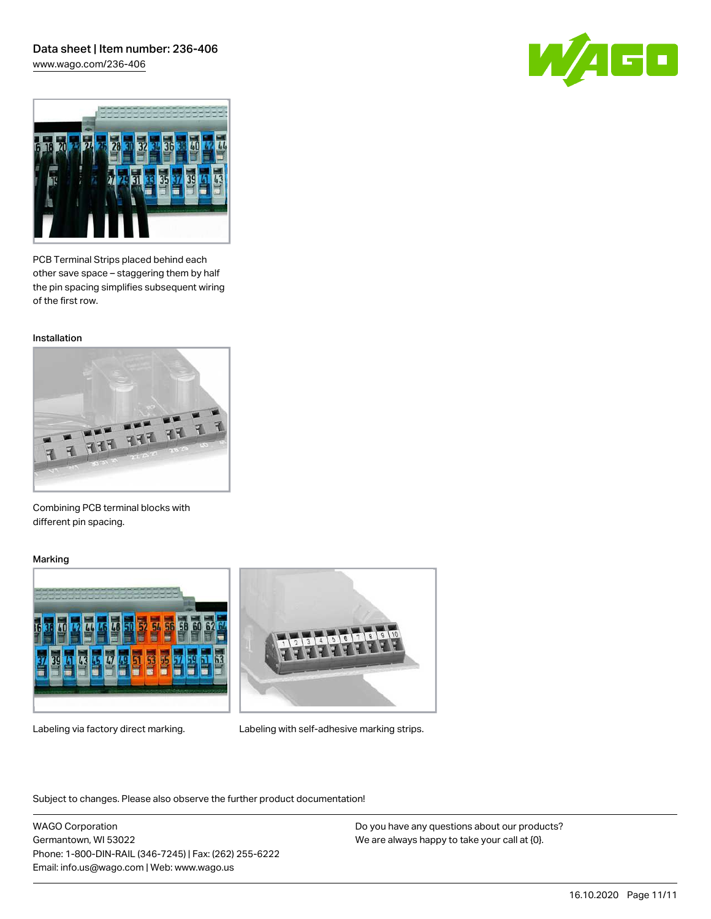PCB Terminal Strips placed behind each other save space – staggering them by half the pin spacing simplifies subsequent wiring of the first row.

### Installation

Combining PCB terminal blocks with different pin spacing.

### Marking

Labeling via factory direct marking.

Labeling with self-adhesive marking strips.

Subject to changes. Please also observe the further product documentation!

WAGO Corporation
Germantown, WI 53022
Phone: 1-800-DIN-RAIL (346-7245) | Fax: (262) 255-6222
Email: info.us@wago.com | Web: www.wago.us

Do you have any questions about our products?
We are always happy to take your call at {0}.